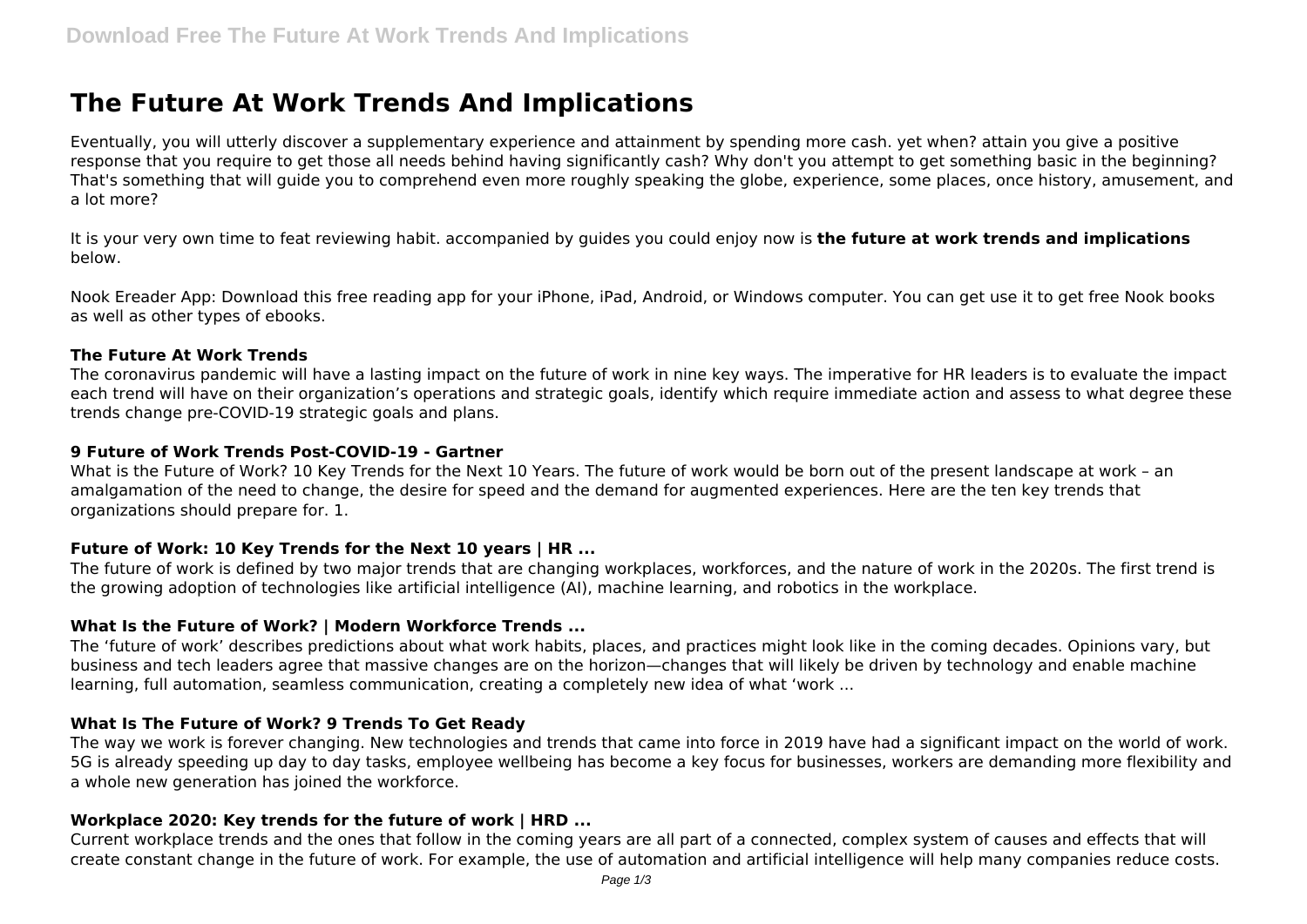# The Future At Work Trends And Implications

Eventually, you will utterly discover a supplementary experience and attainment by spending more cash. yet when? attain you give a positive response that you require to get those all needs behind having significantly cash? Why don't you attempt to get something basic in the beginning? That's something that will guide you to comprehend even more roughly speaking the globe, experience, some places, once history, amusement, and a lot more?

It is your very own time to feat reviewing habit. accompanied by guides you could enjoy now is **the future at work trends and implications** below.

Nook Ereader App: Download this free reading app for your iPhone, iPad, Android, or Windows computer. You can get use it to get free Nook books as well as other types of ebooks.

### The Future At Work Trends

The coronavirus pandemic will have a lasting impact on the future of work in nine key ways. The imperative for HR leaders is to evaluate the impact each trend will have on their organization's operations and strategic goals, identify which require immediate action and assess to what degree these trends change pre-COVID-19 strategic goals and plans.

### 9 Future of Work Trends Post-COVID-19 - Gartner

What is the Future of Work? 10 Key Trends for the Next 10 Years. The future of work would be born out of the present landscape at work – an amalgamation of the need to change, the desire for speed and the demand for augmented experiences. Here are the ten key trends that organizations should prepare for. 1.

### Future of Work: 10 Key Trends for the Next 10 years | HR ...

The future of work is defined by two major trends that are changing workplaces, workforces, and the nature of work in the 2020s. The first trend is the growing adoption of technologies like artificial intelligence (AI), machine learning, and robotics in the workplace.

### What Is the Future of Work? | Modern Workforce Trends ...

The 'future of work' describes predictions about what work habits, places, and practices might look like in the coming decades. Opinions vary, but business and tech leaders agree that massive changes are on the horizon—changes that will likely be driven by technology and enable machine learning, full automation, seamless communication, creating a completely new idea of what 'work ...

### What Is The Future of Work? 9 Trends To Get Ready

The way we work is forever changing. New technologies and trends that came into force in 2019 have had a significant impact on the world of work. 5G is already speeding up day to day tasks, employee wellbeing has become a key focus for businesses, workers are demanding more flexibility and a whole new generation has joined the workforce.

### Workplace 2020: Key trends for the future of work | HRD ...

Current workplace trends and the ones that follow in the coming years are all part of a connected, complex system of causes and effects that will create constant change in the future of work. For example, the use of automation and artificial intelligence will help many companies reduce costs.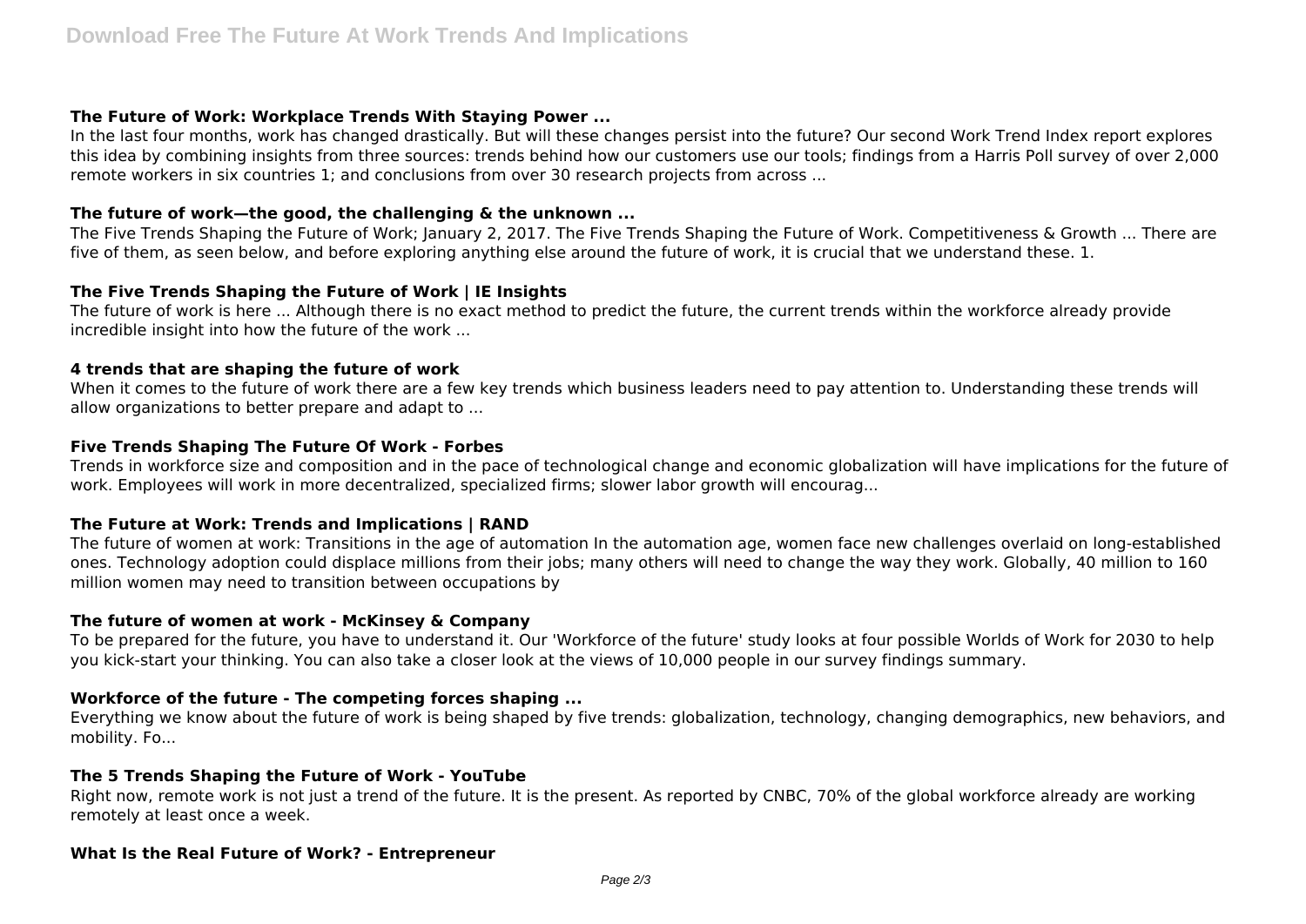### The Future of Work: Workplace Trends With Staying Power ...

In the last four months, work has changed drastically. But will these changes persist into the future? Our second Work Trend Index report explores this idea by combining insights from three sources: trends behind how our customers use our tools; findings from a Harris Poll survey of over 2,000 remote workers in six countries 1; and conclusions from over 30 research projects from across ...

### The future of work—the good, the challenging & the unknown ...

The Five Trends Shaping the Future of Work; January 2, 2017. The Five Trends Shaping the Future of Work. Competitiveness & Growth ... There are five of them, as seen below, and before exploring anything else around the future of work, it is crucial that we understand these. 1.

### The Five Trends Shaping the Future of Work | IE Insights

The future of work is here ... Although there is no exact method to predict the future, the current trends within the workforce already provide incredible insight into how the future of the work ...

### 4 trends that are shaping the future of work

When it comes to the future of work there are a few key trends which business leaders need to pay attention to. Understanding these trends will allow organizations to better prepare and adapt to ...

### Five Trends Shaping The Future Of Work - Forbes

Trends in workforce size and composition and in the pace of technological change and economic globalization will have implications for the future of work. Employees will work in more decentralized, specialized firms; slower labor growth will encourag...

### The Future at Work: Trends and Implications | RAND

The future of women at work: Transitions in the age of automation In the automation age, women face new challenges overlaid on long-established ones. Technology adoption could displace millions from their jobs; many others will need to change the way they work. Globally, 40 million to 160 million women may need to transition between occupations by

### The future of women at work - McKinsey & Company

To be prepared for the future, you have to understand it. Our 'Workforce of the future' study looks at four possible Worlds of Work for 2030 to help you kick-start your thinking. You can also take a closer look at the views of 10,000 people in our survey findings summary.

### Workforce of the future - The competing forces shaping ...

Everything we know about the future of work is being shaped by five trends: globalization, technology, changing demographics, new behaviors, and mobility. Fo...

### The 5 Trends Shaping the Future of Work - YouTube

Right now, remote work is not just a trend of the future. It is the present. As reported by CNBC, 70% of the global workforce already are working remotely at least once a week.

### What Is the Real Future of Work? - Entrepreneur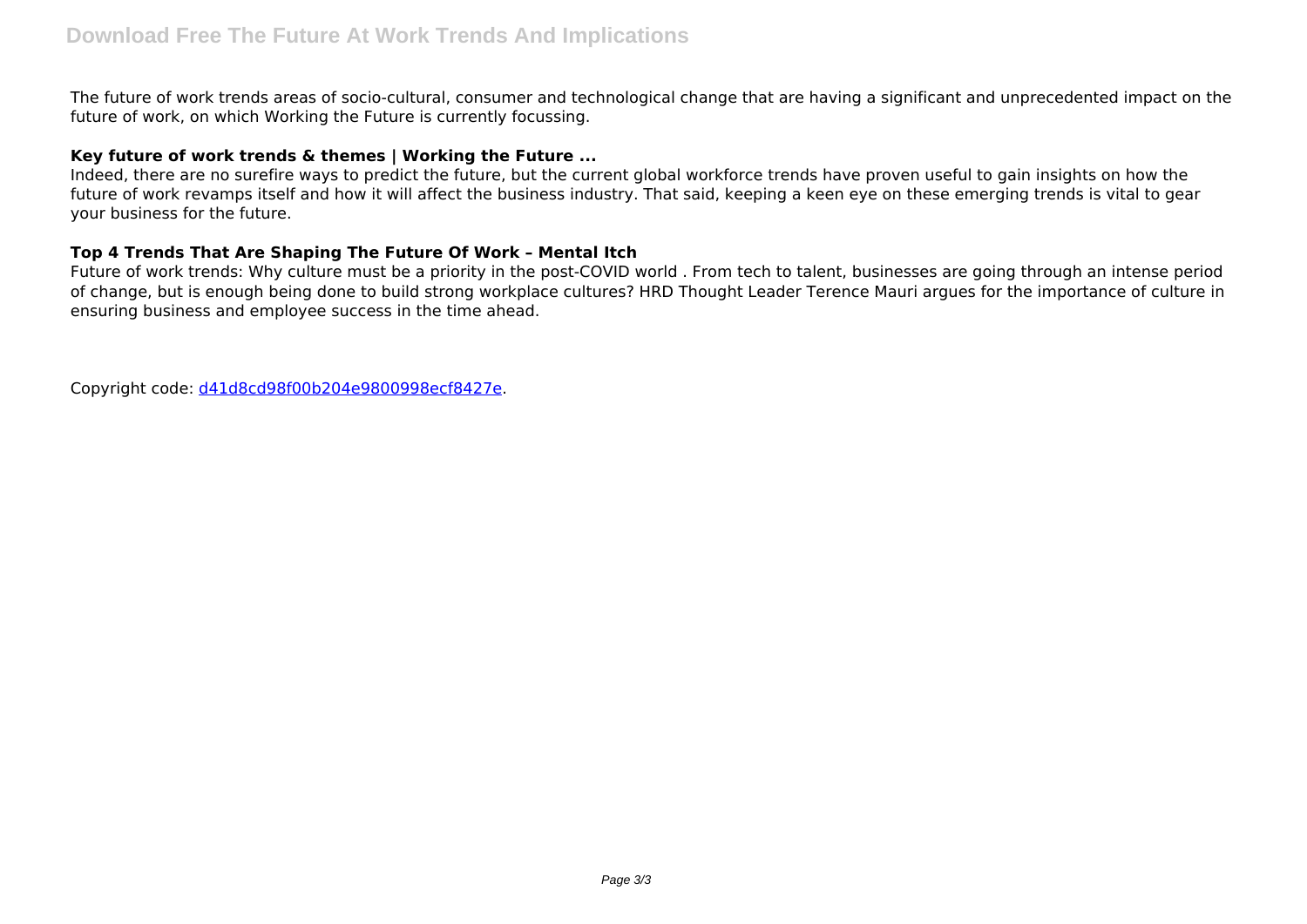The future of work trends areas of socio-cultural, consumer and technological change that are having a significant and unprecedented impact on the future of work, on which Working the Future is currently focussing.

**Key future of work trends & themes | Working the Future ...**

Indeed, there are no surefire ways to predict the future, but the current global workforce trends have proven useful to gain insights on how the future of work revamps itself and how it will affect the business industry. That said, keeping a keen eye on these emerging trends is vital to gear your business for the future.

**Top 4 Trends That Are Shaping The Future Of Work – Mental Itch**

Future of work trends: Why culture must be a priority in the post-COVID world . From tech to talent, businesses are going through an intense period of change, but is enough being done to build strong workplace cultures? HRD Thought Leader Terence Mauri argues for the importance of culture in ensuring business and employee success in the time ahead.

Copyright code: d41d8cd98f00b204e9800998ecf8427e.